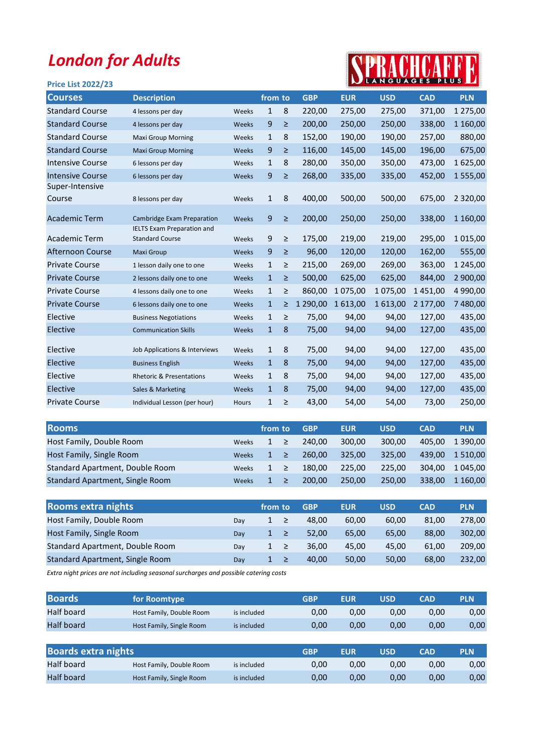# London for Adults

SPRACHCAFFE LANGUAGES PLUS

**Price List 2022/23**

| Courses | Description | | from | to | GBP | EUR | USD | CAD | PLN |
|---|---|---|---|---|---|---|---|---|---|
| Standard Course | 4 lessons per day | Weeks | 1 | 8 | 220,00 | 275,00 | 275,00 | 371,00 | 1 275,00 |
| Standard Course | 4 lessons per day | Weeks | 9 | ≥ | 200,00 | 250,00 | 250,00 | 338,00 | 1 160,00 |
| Standard Course | Maxi Group Morning | Weeks | 1 | 8 | 152,00 | 190,00 | 190,00 | 257,00 | 880,00 |
| Standard Course | Maxi Group Morning | Weeks | 9 | ≥ | 116,00 | 145,00 | 145,00 | 196,00 | 675,00 |
| Intensive Course | 6 lessons per day | Weeks | 1 | 8 | 280,00 | 350,00 | 350,00 | 473,00 | 1 625,00 |
| Intensive Course | 6 lessons per day | Weeks | 9 | ≥ | 268,00 | 335,00 | 335,00 | 452,00 | 1 555,00 |
| Super-Intensive Course | 8 lessons per day | Weeks | 1 | 8 | 400,00 | 500,00 | 500,00 | 675,00 | 2 320,00 |
| Academic Term | Cambridge Exam Preparation | Weeks | 9 | ≥ | 200,00 | 250,00 | 250,00 | 338,00 | 1 160,00 |
| Academic Term | IELTS Exam Preparation and Standard Course | Weeks | 9 | ≥ | 175,00 | 219,00 | 219,00 | 295,00 | 1 015,00 |
| Afternoon Course | Maxi Group | Weeks | 9 | ≥ | 96,00 | 120,00 | 120,00 | 162,00 | 555,00 |
| Private Course | 1 lesson daily one to one | Weeks | 1 | ≥ | 215,00 | 269,00 | 269,00 | 363,00 | 1 245,00 |
| Private Course | 2 lessons daily one to one | Weeks | 1 | ≥ | 500,00 | 625,00 | 625,00 | 844,00 | 2 900,00 |
| Private Course | 4 lessons daily one to one | Weeks | 1 | ≥ | 860,00 | 1 075,00 | 1 075,00 | 1 451,00 | 4 990,00 |
| Private Course | 6 lessons daily one to one | Weeks | 1 | ≥ | 1 290,00 | 1 613,00 | 1 613,00 | 2 177,00 | 7 480,00 |
| Elective | Business Negotiations | Weeks | 1 | ≥ | 75,00 | 94,00 | 94,00 | 127,00 | 435,00 |
| Elective | Communication Skills | Weeks | 1 | 8 | 75,00 | 94,00 | 94,00 | 127,00 | 435,00 |
| Elective | Job Applications & Interviews | Weeks | 1 | 8 | 75,00 | 94,00 | 94,00 | 127,00 | 435,00 |
| Elective | Business English | Weeks | 1 | 8 | 75,00 | 94,00 | 94,00 | 127,00 | 435,00 |
| Elective | Rhetoric & Presentations | Weeks | 1 | 8 | 75,00 | 94,00 | 94,00 | 127,00 | 435,00 |
| Elective | Sales & Marketing | Weeks | 1 | 8 | 75,00 | 94,00 | 94,00 | 127,00 | 435,00 |
| Private Course | Individual Lesson (per hour) | Hours | 1 | ≥ | 43,00 | 54,00 | 54,00 | 73,00 | 250,00 |

| Rooms | | from | to | GBP | EUR | USD | CAD | PLN |
|---|---|---|---|---|---|---|---|---|
| Host Family, Double Room | Weeks | 1 | ≥ | 240,00 | 300,00 | 300,00 | 405,00 | 1 390,00 |
| Host Family, Single Room | Weeks | 1 | ≥ | 260,00 | 325,00 | 325,00 | 439,00 | 1 510,00 |
| Standard Apartment, Double Room | Weeks | 1 | ≥ | 180,00 | 225,00 | 225,00 | 304,00 | 1 045,00 |
| Standard Apartment, Single Room | Weeks | 1 | ≥ | 200,00 | 250,00 | 250,00 | 338,00 | 1 160,00 |

| Rooms extra nights | | from | to | GBP | EUR | USD | CAD | PLN |
|---|---|---|---|---|---|---|---|---|
| Host Family, Double Room | Day | 1 | ≥ | 48,00 | 60,00 | 60,00 | 81,00 | 278,00 |
| Host Family, Single Room | Day | 1 | ≥ | 52,00 | 65,00 | 65,00 | 88,00 | 302,00 |
| Standard Apartment, Double Room | Day | 1 | ≥ | 36,00 | 45,00 | 45,00 | 61,00 | 209,00 |
| Standard Apartment, Single Room | Day | 1 | ≥ | 40,00 | 50,00 | 50,00 | 68,00 | 232,00 |

*Extra night prices are not including seasonal surcharges and possible catering costs*

| Boards | for Roomtype | | GBP | EUR | USD | CAD | PLN |
|---|---|---|---|---|---|---|---|
| Half board | Host Family, Double Room | is included | 0,00 | 0,00 | 0,00 | 0,00 | 0,00 |
| Half board | Host Family, Single Room | is included | 0,00 | 0,00 | 0,00 | 0,00 | 0,00 |

| Boards extra nights | | | GBP | EUR | USD | CAD | PLN |
|---|---|---|---|---|---|---|---|
| Half board | Host Family, Double Room | is included | 0,00 | 0,00 | 0,00 | 0,00 | 0,00 |
| Half board | Host Family, Single Room | is included | 0,00 | 0,00 | 0,00 | 0,00 | 0,00 |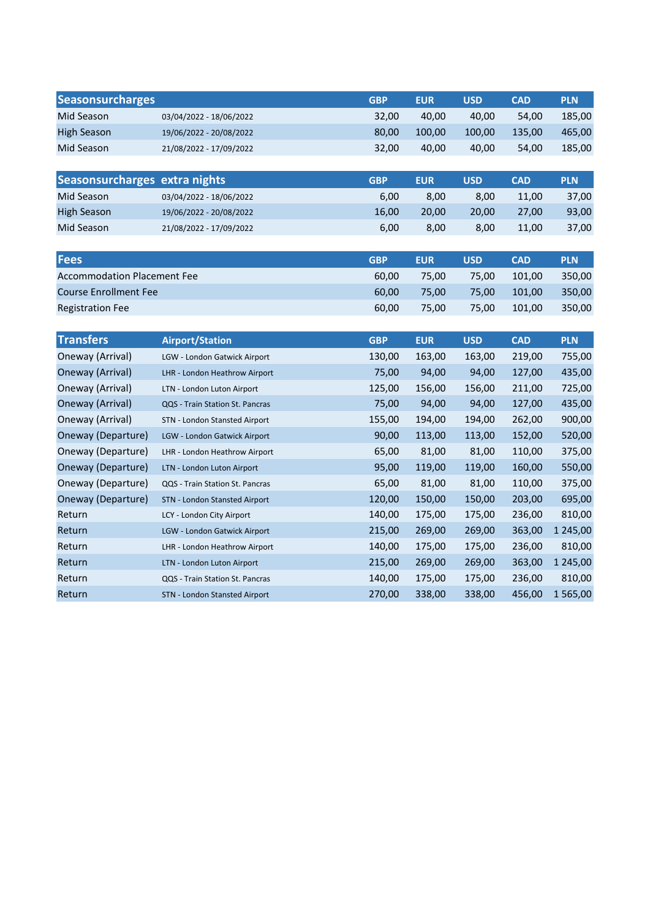| Seasonsurcharges | | GBP | EUR | USD | CAD | PLN |
|---|---|---|---|---|---|---|
| Mid Season | 03/04/2022 - 18/06/2022 | 32,00 | 40,00 | 40,00 | 54,00 | 185,00 |
| High Season | 19/06/2022 - 20/08/2022 | 80,00 | 100,00 | 100,00 | 135,00 | 465,00 |
| Mid Season | 21/08/2022 - 17/09/2022 | 32,00 | 40,00 | 40,00 | 54,00 | 185,00 |

| Seasonsurcharges | extra nights | GBP | EUR | USD | CAD | PLN |
|---|---|---|---|---|---|---|
| Mid Season | 03/04/2022 - 18/06/2022 | 6,00 | 8,00 | 8,00 | 11,00 | 37,00 |
| High Season | 19/06/2022 - 20/08/2022 | 16,00 | 20,00 | 20,00 | 27,00 | 93,00 |
| Mid Season | 21/08/2022 - 17/09/2022 | 6,00 | 8,00 | 8,00 | 11,00 | 37,00 |

| Fees | GBP | EUR | USD | CAD | PLN |
|---|---|---|---|---|---|
| Accommodation Placement Fee | 60,00 | 75,00 | 75,00 | 101,00 | 350,00 |
| Course Enrollment Fee | 60,00 | 75,00 | 75,00 | 101,00 | 350,00 |
| Registration Fee | 60,00 | 75,00 | 75,00 | 101,00 | 350,00 |

| Transfers | Airport/Station | GBP | EUR | USD | CAD | PLN |
|---|---|---|---|---|---|---|
| Oneway (Arrival) | LGW - London Gatwick Airport | 130,00 | 163,00 | 163,00 | 219,00 | 755,00 |
| Oneway (Arrival) | LHR - London Heathrow Airport | 75,00 | 94,00 | 94,00 | 127,00 | 435,00 |
| Oneway (Arrival) | LTN - London Luton Airport | 125,00 | 156,00 | 156,00 | 211,00 | 725,00 |
| Oneway (Arrival) | QQS - Train Station St. Pancras | 75,00 | 94,00 | 94,00 | 127,00 | 435,00 |
| Oneway (Arrival) | STN - London Stansted Airport | 155,00 | 194,00 | 194,00 | 262,00 | 900,00 |
| Oneway (Departure) | LGW - London Gatwick Airport | 90,00 | 113,00 | 113,00 | 152,00 | 520,00 |
| Oneway (Departure) | LHR - London Heathrow Airport | 65,00 | 81,00 | 81,00 | 110,00 | 375,00 |
| Oneway (Departure) | LTN - London Luton Airport | 95,00 | 119,00 | 119,00 | 160,00 | 550,00 |
| Oneway (Departure) | QQS - Train Station St. Pancras | 65,00 | 81,00 | 81,00 | 110,00 | 375,00 |
| Oneway (Departure) | STN - London Stansted Airport | 120,00 | 150,00 | 150,00 | 203,00 | 695,00 |
| Return | LCY - London City Airport | 140,00 | 175,00 | 175,00 | 236,00 | 810,00 |
| Return | LGW - London Gatwick Airport | 215,00 | 269,00 | 269,00 | 363,00 | 1 245,00 |
| Return | LHR - London Heathrow Airport | 140,00 | 175,00 | 175,00 | 236,00 | 810,00 |
| Return | LTN - London Luton Airport | 215,00 | 269,00 | 269,00 | 363,00 | 1 245,00 |
| Return | QQS - Train Station St. Pancras | 140,00 | 175,00 | 175,00 | 236,00 | 810,00 |
| Return | STN - London Stansted Airport | 270,00 | 338,00 | 338,00 | 456,00 | 1 565,00 |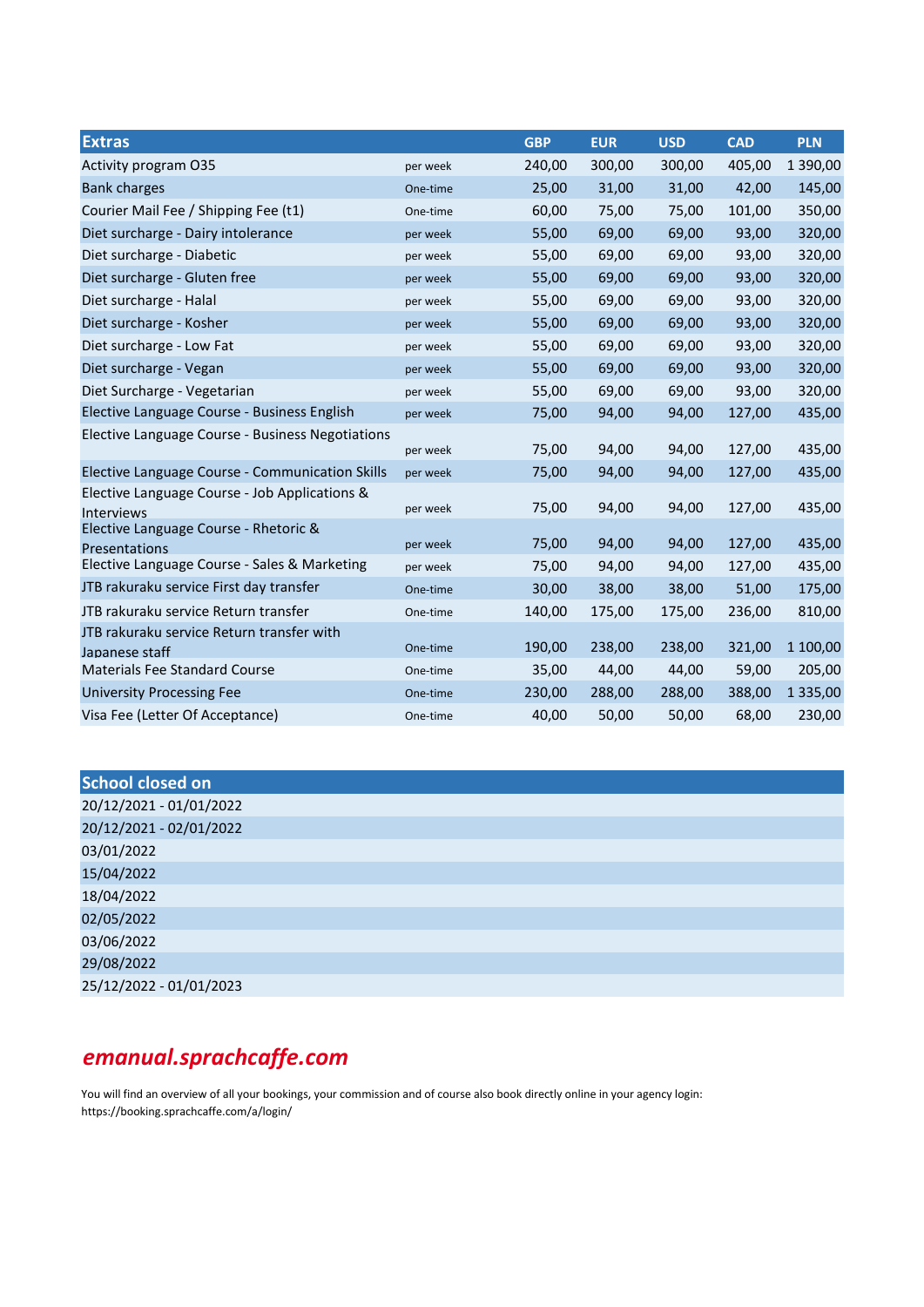| Extras | | GBP | EUR | USD | CAD | PLN |
|---|---|---|---|---|---|---|
| Activity program O35 | per week | 240,00 | 300,00 | 300,00 | 405,00 | 1 390,00 |
| Bank charges | One-time | 25,00 | 31,00 | 31,00 | 42,00 | 145,00 |
| Courier Mail Fee / Shipping Fee (t1) | One-time | 60,00 | 75,00 | 75,00 | 101,00 | 350,00 |
| Diet surcharge - Dairy intolerance | per week | 55,00 | 69,00 | 69,00 | 93,00 | 320,00 |
| Diet surcharge - Diabetic | per week | 55,00 | 69,00 | 69,00 | 93,00 | 320,00 |
| Diet surcharge - Gluten free | per week | 55,00 | 69,00 | 69,00 | 93,00 | 320,00 |
| Diet surcharge - Halal | per week | 55,00 | 69,00 | 69,00 | 93,00 | 320,00 |
| Diet surcharge - Kosher | per week | 55,00 | 69,00 | 69,00 | 93,00 | 320,00 |
| Diet surcharge - Low Fat | per week | 55,00 | 69,00 | 69,00 | 93,00 | 320,00 |
| Diet surcharge - Vegan | per week | 55,00 | 69,00 | 69,00 | 93,00 | 320,00 |
| Diet Surcharge - Vegetarian | per week | 55,00 | 69,00 | 69,00 | 93,00 | 320,00 |
| Elective Language Course - Business English | per week | 75,00 | 94,00 | 94,00 | 127,00 | 435,00 |
| Elective Language Course - Business Negotiations | per week | 75,00 | 94,00 | 94,00 | 127,00 | 435,00 |
| Elective Language Course - Communication Skills | per week | 75,00 | 94,00 | 94,00 | 127,00 | 435,00 |
| Elective Language Course - Job Applications & Interviews | per week | 75,00 | 94,00 | 94,00 | 127,00 | 435,00 |
| Elective Language Course - Rhetoric & Presentations | per week | 75,00 | 94,00 | 94,00 | 127,00 | 435,00 |
| Elective Language Course - Sales & Marketing | per week | 75,00 | 94,00 | 94,00 | 127,00 | 435,00 |
| JTB rakuraku service First day transfer | One-time | 30,00 | 38,00 | 38,00 | 51,00 | 175,00 |
| JTB rakuraku service Return transfer | One-time | 140,00 | 175,00 | 175,00 | 236,00 | 810,00 |
| JTB rakuraku service Return transfer with Japanese staff | One-time | 190,00 | 238,00 | 238,00 | 321,00 | 1 100,00 |
| Materials Fee Standard Course | One-time | 35,00 | 44,00 | 44,00 | 59,00 | 205,00 |
| University Processing Fee | One-time | 230,00 | 288,00 | 288,00 | 388,00 | 1 335,00 |
| Visa Fee (Letter Of Acceptance) | One-time | 40,00 | 50,00 | 50,00 | 68,00 | 230,00 |

| School closed on |
|---|
| 20/12/2021 - 01/01/2022 |
| 20/12/2021 - 02/01/2022 |
| 03/01/2022 |
| 15/04/2022 |
| 18/04/2022 |
| 02/05/2022 |
| 03/06/2022 |
| 29/08/2022 |
| 25/12/2022 - 01/01/2023 |

## *emanual.sprachcaffe.com*

You will find an overview of all your bookings, your commission and of course also book directly online in your agency login: https://booking.sprachcaffe.com/a/login/